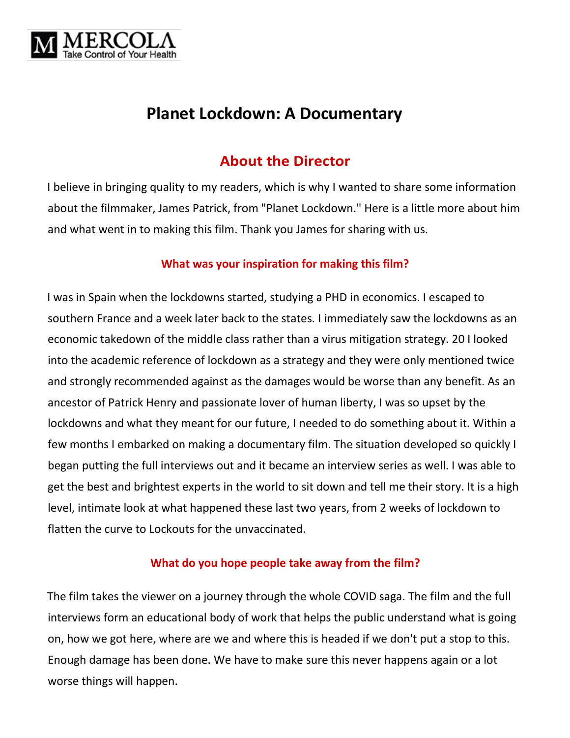MERCOLA
Take Control of Your Health

# Planet Lockdown: A Documentary

## About the Director

I believe in bringing quality to my readers, which is why I wanted to share some information about the filmmaker, James Patrick, from "Planet Lockdown." Here is a little more about him and what went in to making this film. Thank you James for sharing with us.

### What was your inspiration for making this film?

I was in Spain when the lockdowns started, studying a PHD in economics. I escaped to southern France and a week later back to the states. I immediately saw the lockdowns as an economic takedown of the middle class rather than a virus mitigation strategy. 20 I looked into the academic reference of lockdown as a strategy and they were only mentioned twice and strongly recommended against as the damages would be worse than any benefit. As an ancestor of Patrick Henry and passionate lover of human liberty, I was so upset by the lockdowns and what they meant for our future, I needed to do something about it. Within a few months I embarked on making a documentary film. The situation developed so quickly I began putting the full interviews out and it became an interview series as well. I was able to get the best and brightest experts in the world to sit down and tell me their story. It is a high level, intimate look at what happened these last two years, from 2 weeks of lockdown to flatten the curve to Lockouts for the unvaccinated.

### What do you hope people take away from the film?

The film takes the viewer on a journey through the whole COVID saga. The film and the full interviews form an educational body of work that helps the public understand what is going on, how we got here, where are we and where this is headed if we don't put a stop to this. Enough damage has been done. We have to make sure this never happens again or a lot worse things will happen.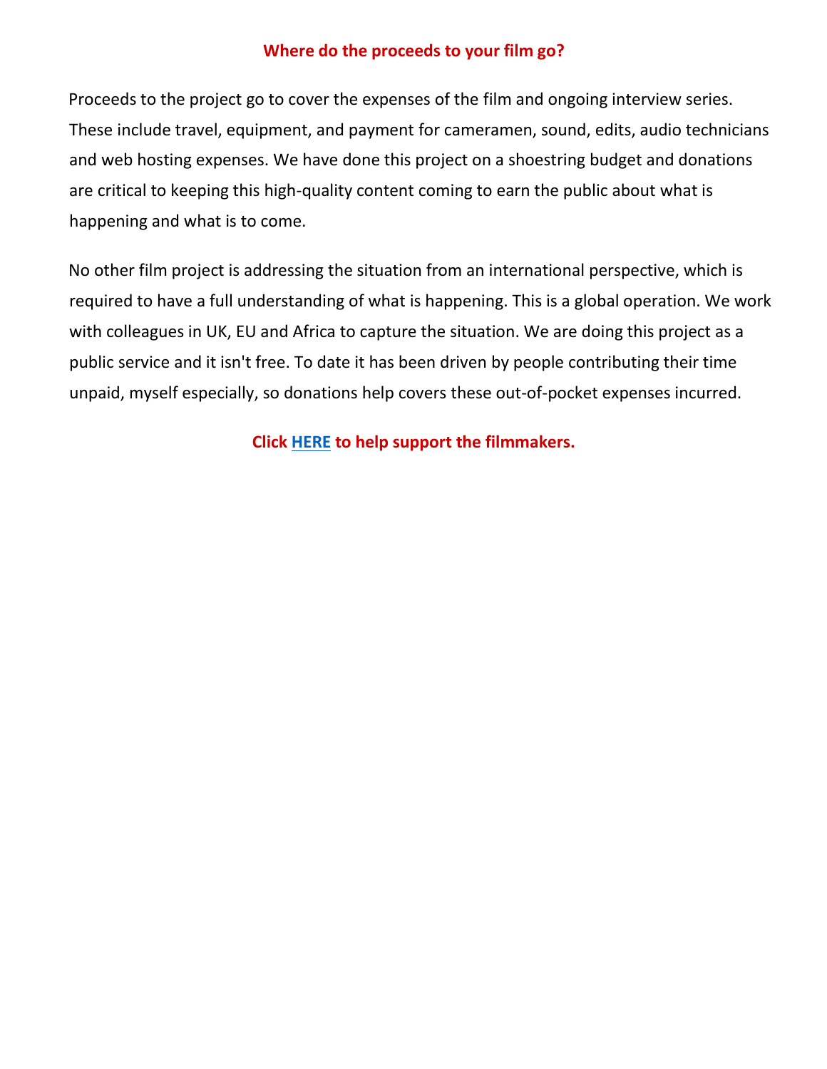## **Where do the proceeds to your film go?**

Proceeds to the project go to cover the expenses of the film and ongoing interview series. These include travel, equipment, and payment for cameramen, sound, edits, audio technicians and web hosting expenses. We have done this project on a shoestring budget and donations are critical to keeping this high-quality content coming to earn the public about what is happening and what is to come.

No other film project is addressing the situation from an international perspective, which is required to have a full understanding of what is happening. This is a global operation. We work with colleagues in UK, EU and Africa to capture the situation. We are doing this project as a public service and it isn't free. To date it has been driven by people contributing their time unpaid, myself especially, so donations help covers these out-of-pocket expenses incurred.

**Click HERE to help support the filmmakers.**